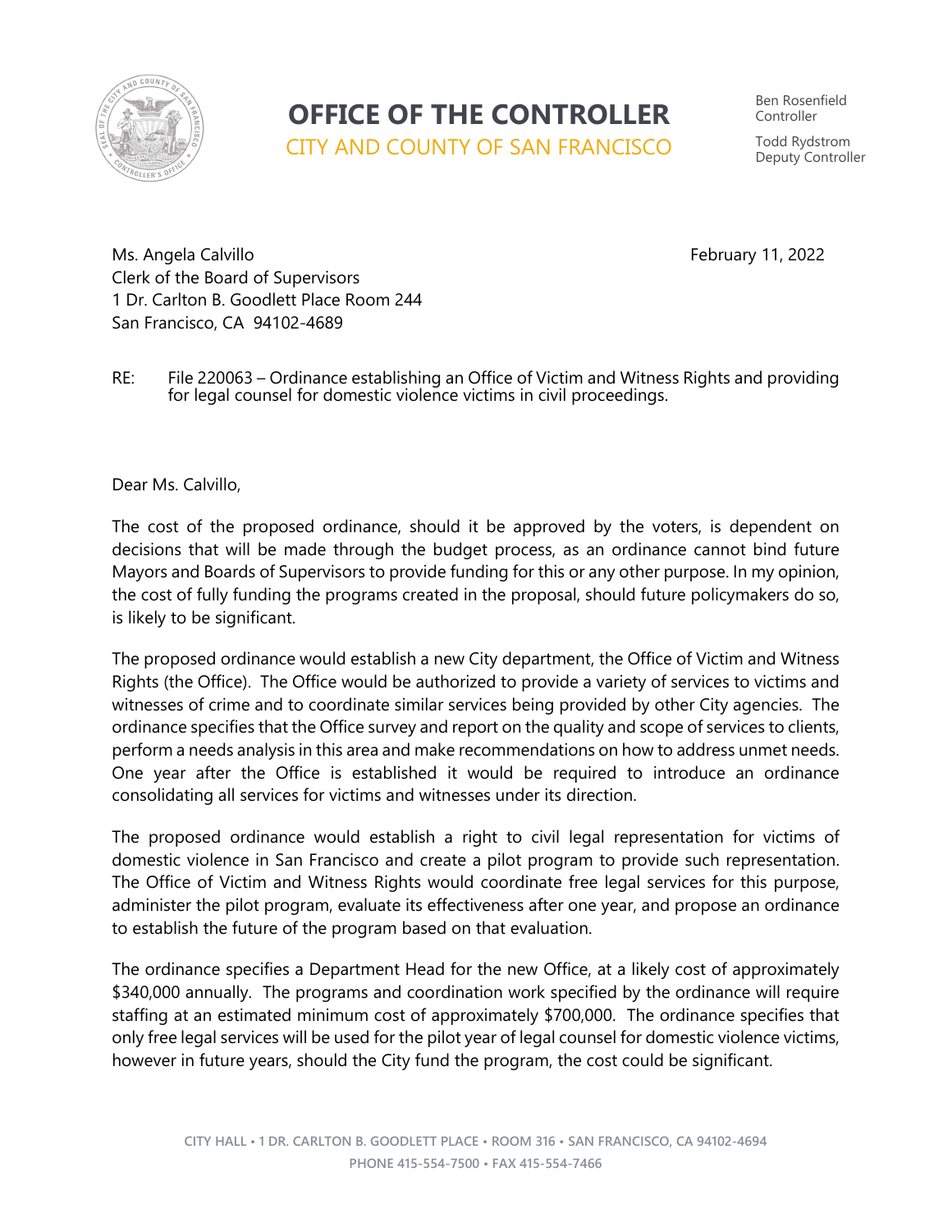# OFFICE OF THE CONTROLLER

CITY AND COUNTY OF SAN FRANCISCO

Ben Rosenfield
Controller

Todd Rydstrom
Deputy Controller

Ms. Angela Calvillo
Clerk of the Board of Supervisors
1 Dr. Carlton B. Goodlett Place Room 244
San Francisco, CA 94102-4689

February 11, 2022

RE: File 220063 – Ordinance establishing an Office of Victim and Witness Rights and providing for legal counsel for domestic violence victims in civil proceedings.

Dear Ms. Calvillo,

The cost of the proposed ordinance, should it be approved by the voters, is dependent on decisions that will be made through the budget process, as an ordinance cannot bind future Mayors and Boards of Supervisors to provide funding for this or any other purpose. In my opinion, the cost of fully funding the programs created in the proposal, should future policymakers do so, is likely to be significant.

The proposed ordinance would establish a new City department, the Office of Victim and Witness Rights (the Office). The Office would be authorized to provide a variety of services to victims and witnesses of crime and to coordinate similar services being provided by other City agencies. The ordinance specifies that the Office survey and report on the quality and scope of services to clients, perform a needs analysis in this area and make recommendations on how to address unmet needs. One year after the Office is established it would be required to introduce an ordinance consolidating all services for victims and witnesses under its direction.

The proposed ordinance would establish a right to civil legal representation for victims of domestic violence in San Francisco and create a pilot program to provide such representation. The Office of Victim and Witness Rights would coordinate free legal services for this purpose, administer the pilot program, evaluate its effectiveness after one year, and propose an ordinance to establish the future of the program based on that evaluation.

The ordinance specifies a Department Head for the new Office, at a likely cost of approximately $340,000 annually. The programs and coordination work specified by the ordinance will require staffing at an estimated minimum cost of approximately $700,000. The ordinance specifies that only free legal services will be used for the pilot year of legal counsel for domestic violence victims, however in future years, should the City fund the program, the cost could be significant.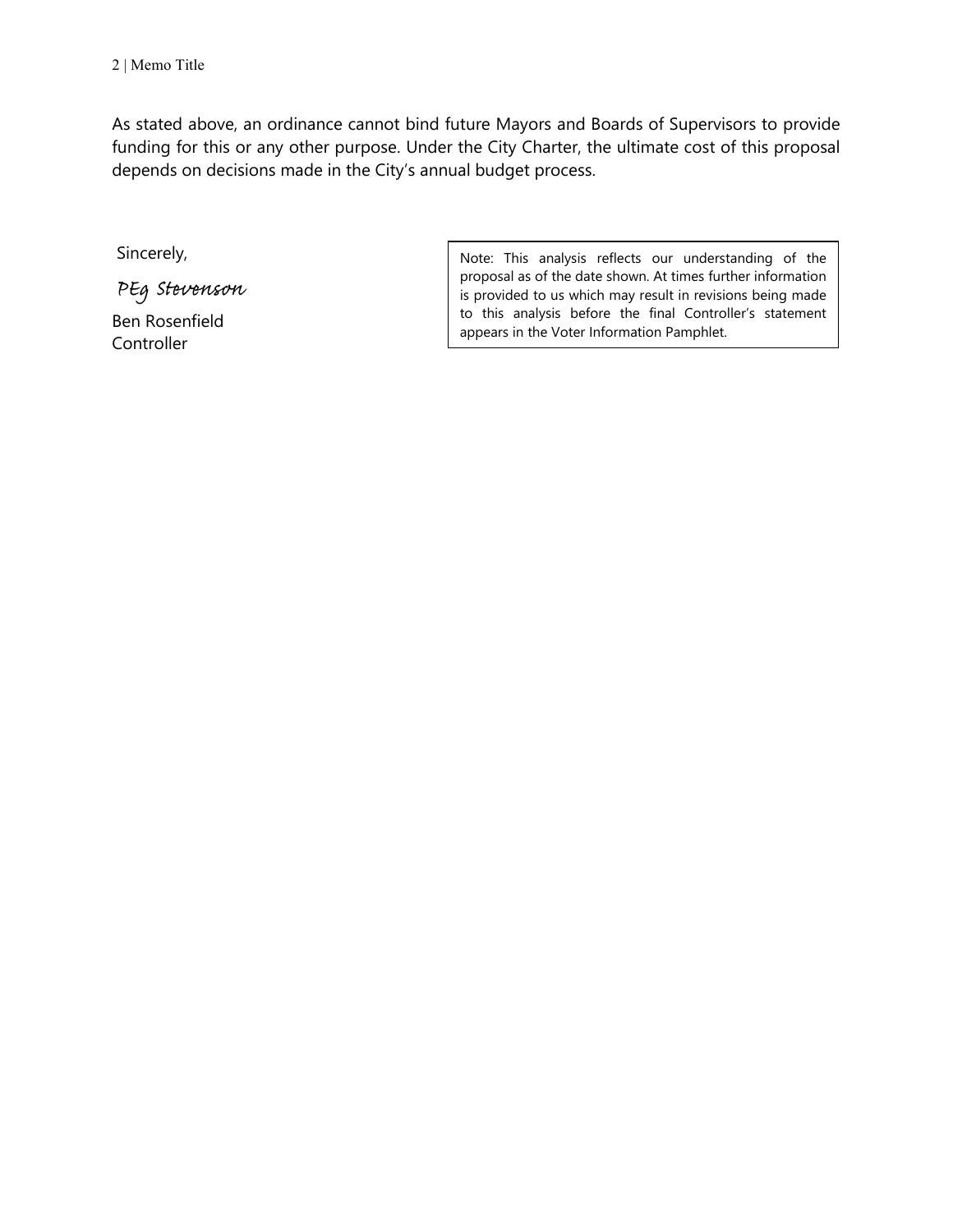As stated above, an ordinance cannot bind future Mayors and Boards of Supervisors to provide funding for this or any other purpose. Under the City Charter, the ultimate cost of this proposal depends on decisions made in the City's annual budget process.

Sincerely,

PEg Stevenson

Ben Rosenfield
Controller

Note: This analysis reflects our understanding of the proposal as of the date shown. At times further information is provided to us which may result in revisions being made to this analysis before the final Controller's statement appears in the Voter Information Pamphlet.